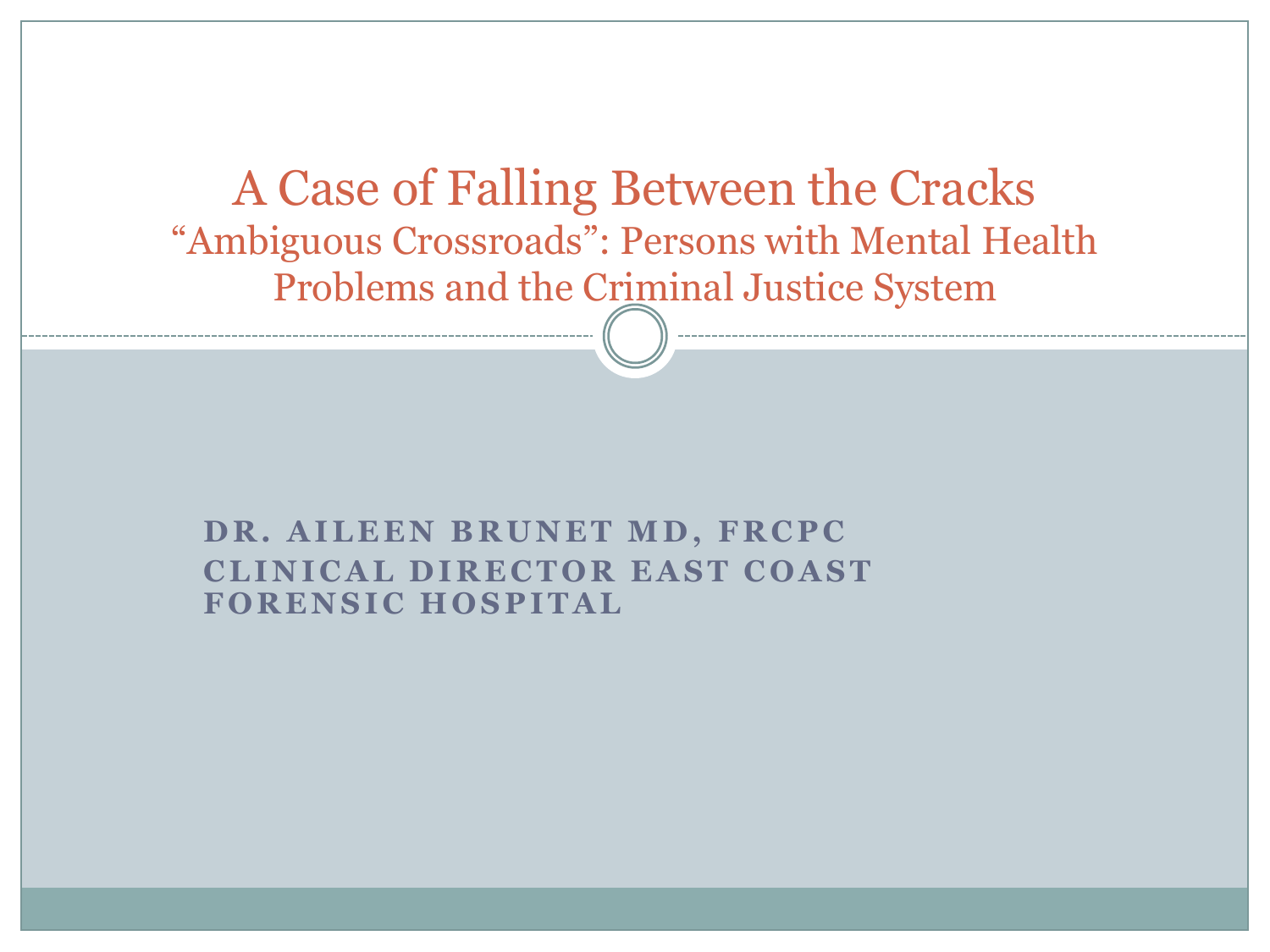# A Case of Falling Between the Cracks

## "Ambiguous Crossroads": Persons with Mental Health Problems and the Criminal Justice System

**DR. AILEEN BRUNET MD, FRCPC**
**CLINICAL DIRECTOR EAST COAST FORENSIC HOSPITAL**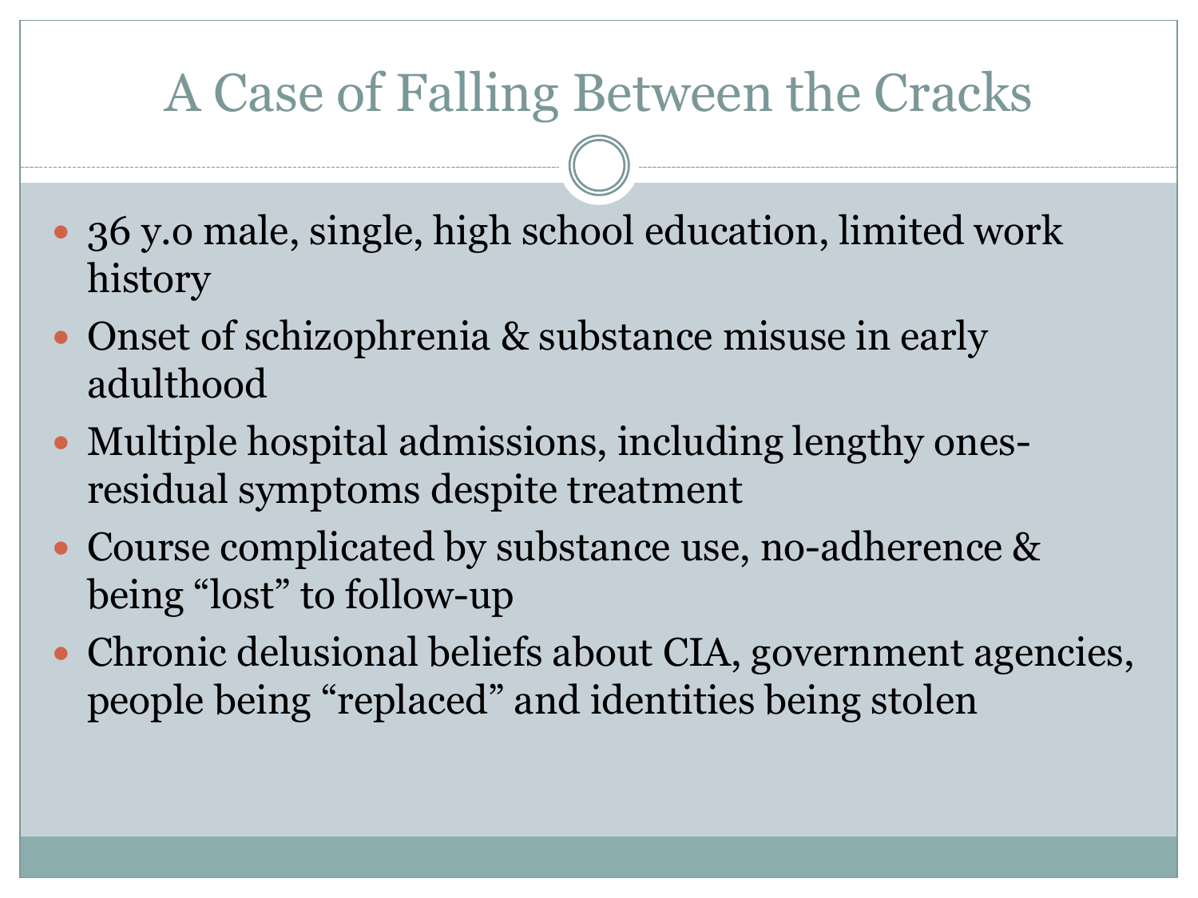# A Case of Falling Between the Cracks

- 36 y.o male, single, high school education, limited work history
- Onset of schizophrenia & substance misuse in early adulthood
- Multiple hospital admissions, including lengthy ones- residual symptoms despite treatment
- Course complicated by substance use, no-adherence & being "lost" to follow-up
- Chronic delusional beliefs about CIA, government agencies, people being "replaced" and identities being stolen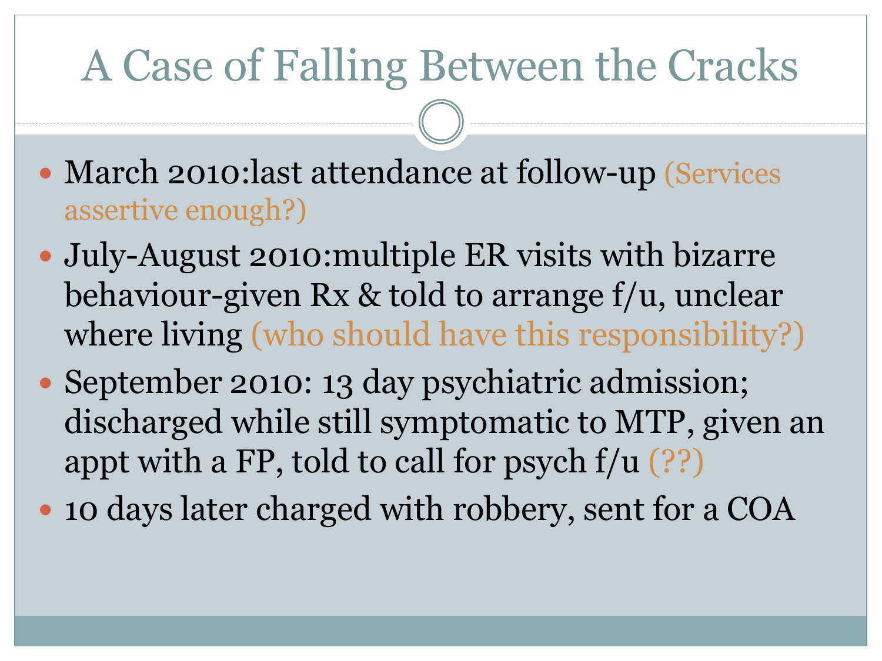# A Case of Falling Between the Cracks

- March 2010:last attendance at follow-up (Services assertive enough?)
- July-August 2010:multiple ER visits with bizarre behaviour-given Rx & told to arrange f/u, unclear where living (who should have this responsibility?)
- September 2010: 13 day psychiatric admission; discharged while still symptomatic to MTP, given an appt with a FP, told to call for psych f/u (??)
- 10 days later charged with robbery, sent for a COA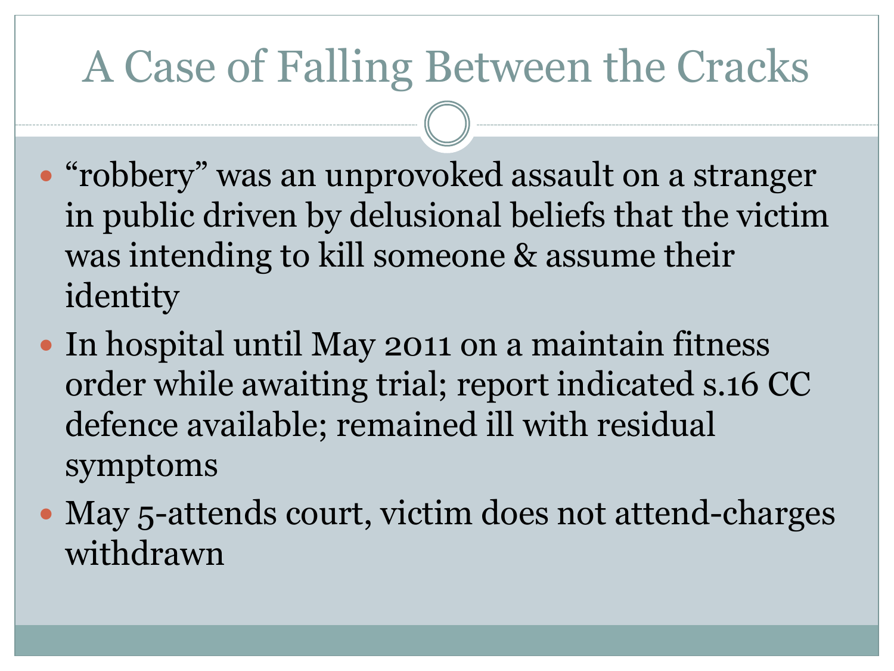# A Case of Falling Between the Cracks

- “robbery” was an unprovoked assault on a stranger in public driven by delusional beliefs that the victim was intending to kill someone & assume their identity
- In hospital until May 2011 on a maintain fitness order while awaiting trial; report indicated s.16 CC defence available; remained ill with residual symptoms
- May 5-attends court, victim does not attend-charges withdrawn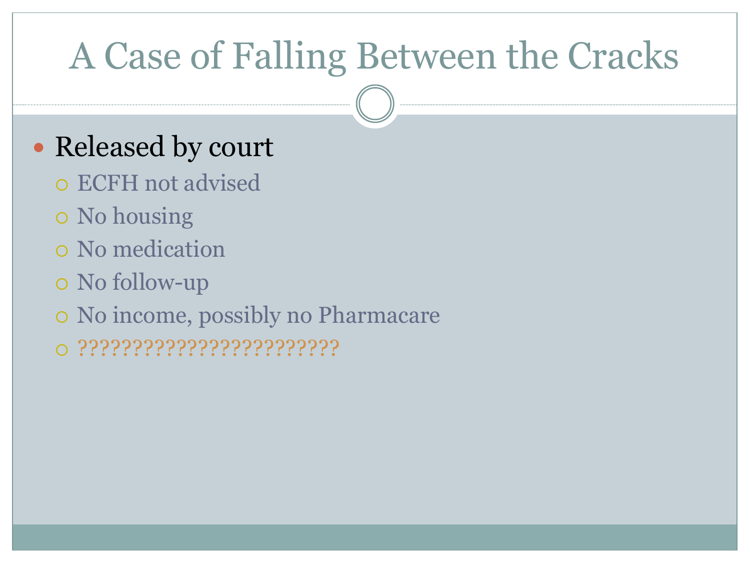# A Case of Falling Between the Cracks

- Released by court
  - ECFH not advised
  - No housing
  - No medication
  - No follow-up
  - No income, possibly no Pharmacare
  - ??????????????????????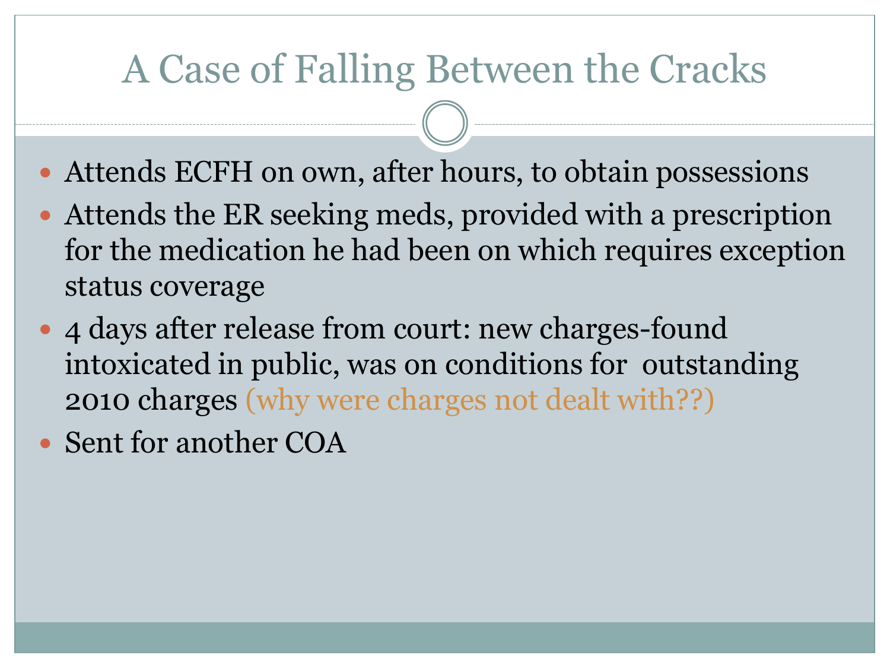# A Case of Falling Between the Cracks

- Attends ECFH on own, after hours, to obtain possessions
- Attends the ER seeking meds, provided with a prescription for the medication he had been on which requires exception status coverage
- 4 days after release from court: new charges-found intoxicated in public, was on conditions for outstanding 2010 charges (why were charges not dealt with??)
- Sent for another COA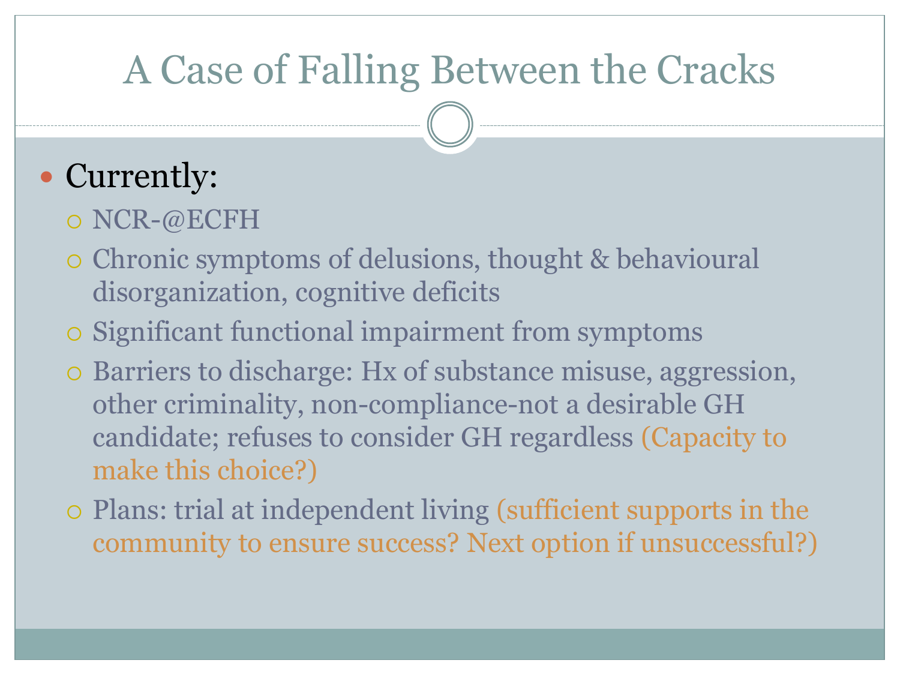# A Case of Falling Between the Cracks

- Currently:
  - NCR-@ECFH
  - Chronic symptoms of delusions, thought & behavioural disorganization, cognitive deficits
  - Significant functional impairment from symptoms
  - Barriers to discharge: Hx of substance misuse, aggression, other criminality, non-compliance-not a desirable GH candidate; refuses to consider GH regardless (Capacity to make this choice?)
  - Plans: trial at independent living (sufficient supports in the community to ensure success? Next option if unsuccessful?)